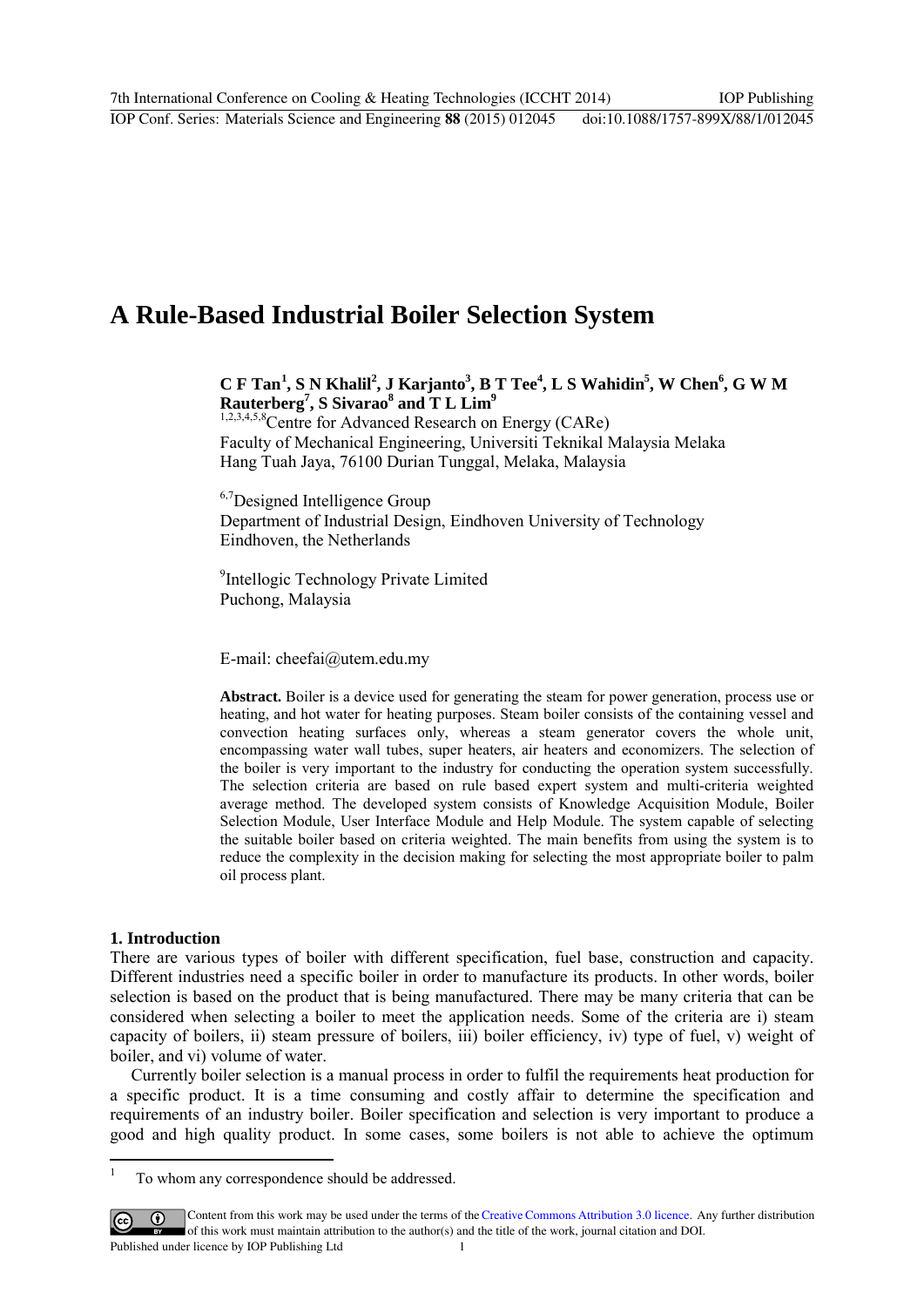# A Rule-Based Industrial Boiler Selection System

**C F Tan[1], S N Khalil[2], J Karjanto[3], B T Tee[4], L S Wahidin[5], W Chen[6], G W M Rauterberg[7], S Sivarao[8] and T L Lim[9]**

[1,2,3,4,5,8]Centre for Advanced Research on Energy (CARe)
Faculty of Mechanical Engineering, Universiti Teknikal Malaysia Melaka
Hang Tuah Jaya, 76100 Durian Tunggal, Melaka, Malaysia

[6,7]Designed Intelligence Group
Department of Industrial Design, Eindhoven University of Technology
Eindhoven, the Netherlands

[9]Intellogic Technology Private Limited
Puchong, Malaysia

E-mail: cheefai@utem.edu.my

**Abstract.** Boiler is a device used for generating the steam for power generation, process use or heating, and hot water for heating purposes. Steam boiler consists of the containing vessel and convection heating surfaces only, whereas a steam generator covers the whole unit, encompassing water wall tubes, super heaters, air heaters and economizers. The selection of the boiler is very important to the industry for conducting the operation system successfully. The selection criteria are based on rule based expert system and multi-criteria weighted average method. The developed system consists of Knowledge Acquisition Module, Boiler Selection Module, User Interface Module and Help Module. The system capable of selecting the suitable boiler based on criteria weighted. The main benefits from using the system is to reduce the complexity in the decision making for selecting the most appropriate boiler to palm oil process plant.

## 1. Introduction

There are various types of boiler with different specification, fuel base, construction and capacity. Different industries need a specific boiler in order to manufacture its products. In other words, boiler selection is based on the product that is being manufactured. There may be many criteria that can be considered when selecting a boiler to meet the application needs. Some of the criteria are i) steam capacity of boilers, ii) steam pressure of boilers, iii) boiler efficiency, iv) type of fuel, v) weight of boiler, and vi) volume of water.

Currently boiler selection is a manual process in order to fulfil the requirements heat production for a specific product. It is a time consuming and costly affair to determine the specification and requirements of an industry boiler. Boiler specification and selection is very important to produce a good and high quality product. In some cases, some boilers is not able to achieve the optimum

[1] To whom any correspondence should be addressed.

Content from this work may be used under the terms of the Creative Commons Attribution 3.0 licence. Any further distribution of this work must maintain attribution to the author(s) and the title of the work, journal citation and DOI.
Published under licence by IOP Publishing Ltd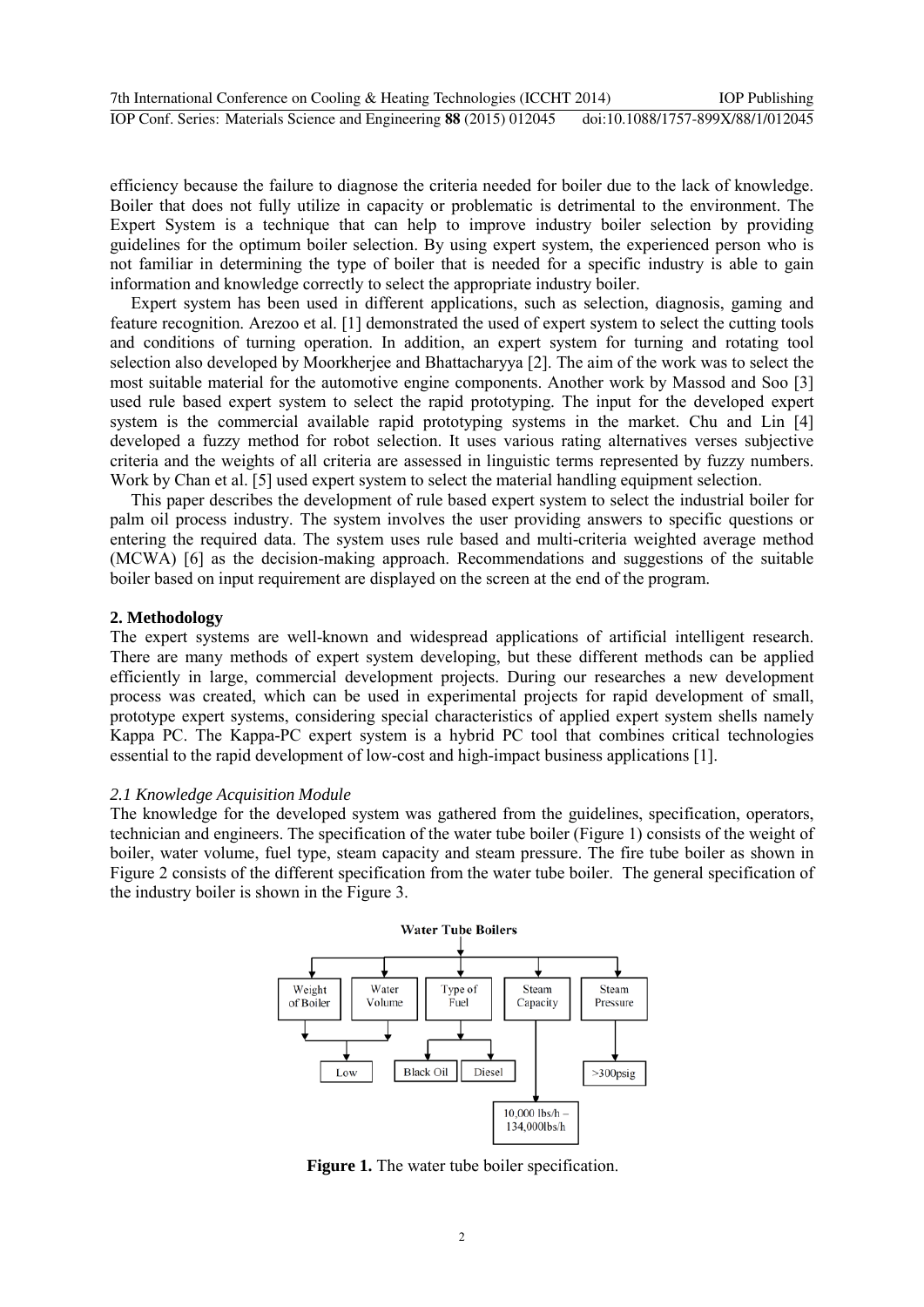efficiency because the failure to diagnose the criteria needed for boiler due to the lack of knowledge. Boiler that does not fully utilize in capacity or problematic is detrimental to the environment. The Expert System is a technique that can help to improve industry boiler selection by providing guidelines for the optimum boiler selection. By using expert system, the experienced person who is not familiar in determining the type of boiler that is needed for a specific industry is able to gain information and knowledge correctly to select the appropriate industry boiler.

Expert system has been used in different applications, such as selection, diagnosis, gaming and feature recognition. Arezoo et al. [1] demonstrated the used of expert system to select the cutting tools and conditions of turning operation. In addition, an expert system for turning and rotating tool selection also developed by Moorkherjee and Bhattacharyya [2]. The aim of the work was to select the most suitable material for the automotive engine components. Another work by Massod and Soo [3] used rule based expert system to select the rapid prototyping. The input for the developed expert system is the commercial available rapid prototyping systems in the market. Chu and Lin [4] developed a fuzzy method for robot selection. It uses various rating alternatives verses subjective criteria and the weights of all criteria are assessed in linguistic terms represented by fuzzy numbers. Work by Chan et al. [5] used expert system to select the material handling equipment selection.

This paper describes the development of rule based expert system to select the industrial boiler for palm oil process industry. The system involves the user providing answers to specific questions or entering the required data. The system uses rule based and multi-criteria weighted average method (MCWA) [6] as the decision-making approach. Recommendations and suggestions of the suitable boiler based on input requirement are displayed on the screen at the end of the program.

## 2. Methodology

The expert systems are well-known and widespread applications of artificial intelligent research. There are many methods of expert system developing, but these different methods can be applied efficiently in large, commercial development projects. During our researches a new development process was created, which can be used in experimental projects for rapid development of small, prototype expert systems, considering special characteristics of applied expert system shells namely Kappa PC. The Kappa-PC expert system is a hybrid PC tool that combines critical technologies essential to the rapid development of low-cost and high-impact business applications [1].

### *2.1 Knowledge Acquisition Module*

The knowledge for the developed system was gathered from the guidelines, specification, operators, technician and engineers. The specification of the water tube boiler (Figure 1) consists of the weight of boiler, water volume, fuel type, steam capacity and steam pressure. The fire tube boiler as shown in Figure 2 consists of the different specification from the water tube boiler. The general specification of the industry boiler is shown in the Figure 3.

**Figure 1.** The water tube boiler specification.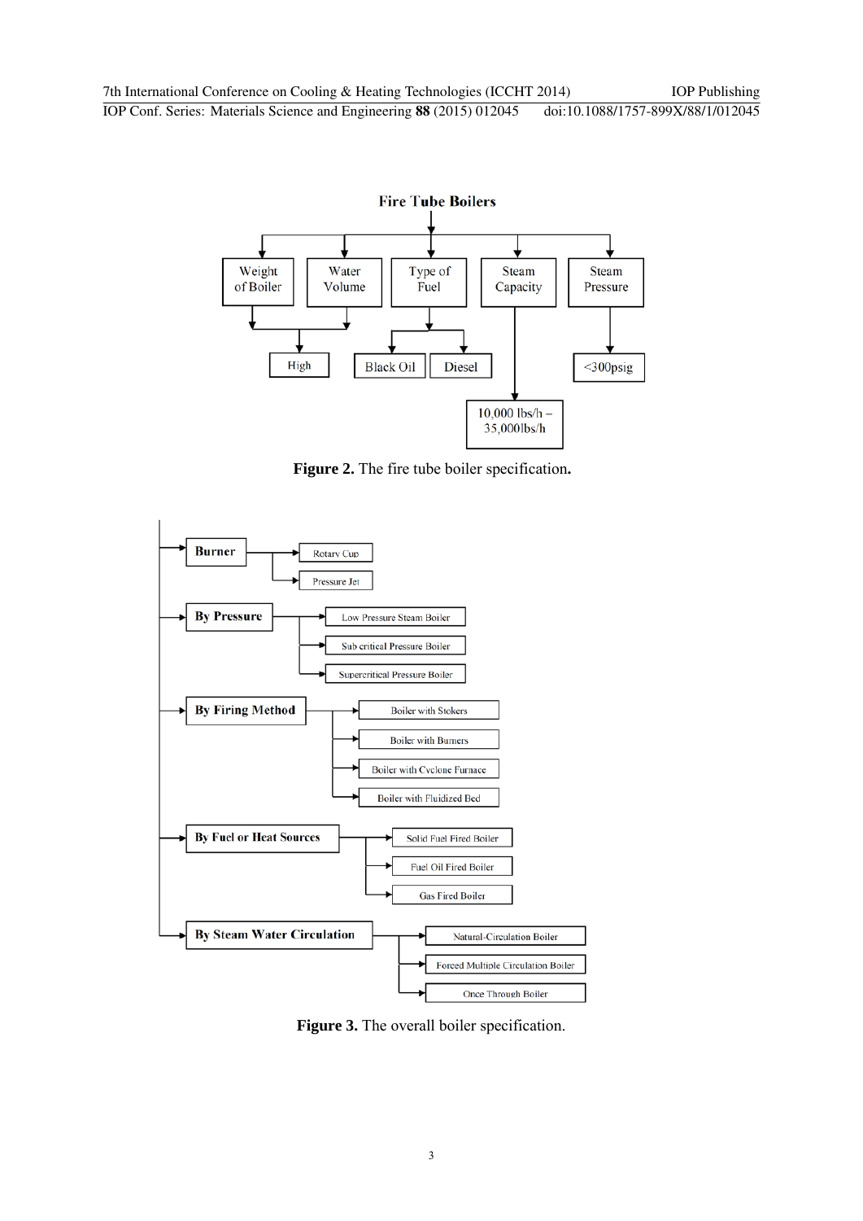**Fire Tube Boilers**

- Weight of Boiler → High
- Water Volume → High
- Type of Fuel → Black Oil, Diesel
- Steam Capacity → 10,000 lbs/h – 35,000lbs/h
- Steam Pressure → <300psig

**Figure 2.** The fire tube boiler specification**.**

- **Burner**
  - Rotary Cup
  - Pressure Jet
- **By Pressure**
  - Low Pressure Steam Boiler
  - Sub critical Pressure Boiler
  - Supercritical Pressure Boiler
- **By Firing Method**
  - Boiler with Stokers
  - Boiler with Burners
  - Boiler with Cyclone Furnace
  - Boiler with Fluidized Bed
- **By Fuel or Heat Sources**
  - Solid Fuel Fired Boiler
  - Fuel Oil Fired Boiler
  - Gas Fired Boiler
- **By Steam Water Circulation**
  - Natural-Circulation Boiler
  - Forced Multiple Circulation Boiler
  - Once Through Boiler

**Figure 3.** The overall boiler specification.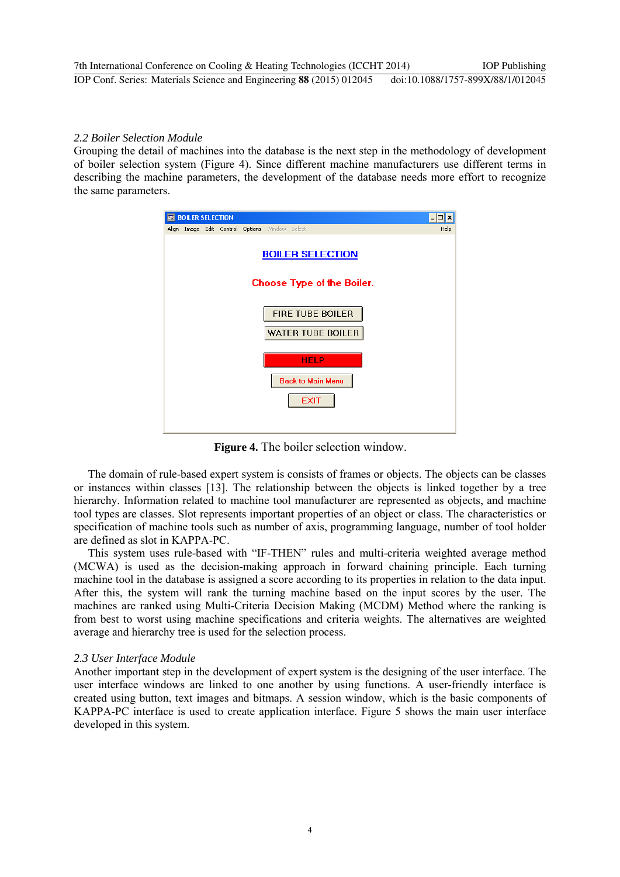*2.2 Boiler Selection Module*

Grouping the detail of machines into the database is the next step in the methodology of development of boiler selection system (Figure 4). Since different machine manufacturers use different terms in describing the machine parameters, the development of the database needs more effort to recognize the same parameters.

**Figure 4.** The boiler selection window.

The domain of rule-based expert system is consists of frames or objects. The objects can be classes or instances within classes [13]. The relationship between the objects is linked together by a tree hierarchy. Information related to machine tool manufacturer are represented as objects, and machine tool types are classes. Slot represents important properties of an object or class. The characteristics or specification of machine tools such as number of axis, programming language, number of tool holder are defined as slot in KAPPA-PC.

This system uses rule-based with "IF-THEN" rules and multi-criteria weighted average method (MCWA) is used as the decision-making approach in forward chaining principle. Each turning machine tool in the database is assigned a score according to its properties in relation to the data input. After this, the system will rank the turning machine based on the input scores by the user. The machines are ranked using Multi-Criteria Decision Making (MCDM) Method where the ranking is from best to worst using machine specifications and criteria weights. The alternatives are weighted average and hierarchy tree is used for the selection process.

*2.3 User Interface Module*

Another important step in the development of expert system is the designing of the user interface. The user interface windows are linked to one another by using functions. A user-friendly interface is created using button, text images and bitmaps. A session window, which is the basic components of KAPPA-PC interface is used to create application interface. Figure 5 shows the main user interface developed in this system.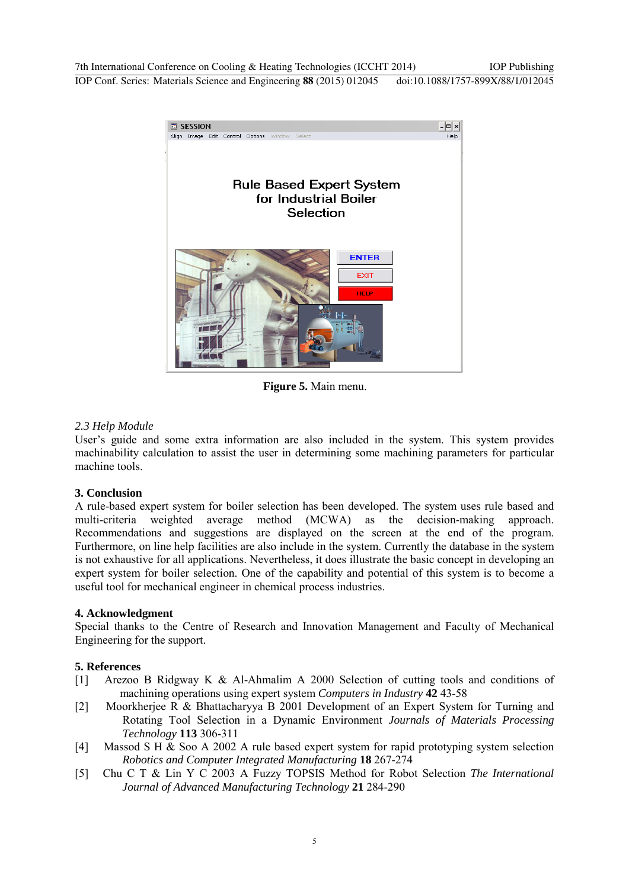**Figure 5.** Main menu.

*2.3 Help Module*

User's guide and some extra information are also included in the system. This system provides machinability calculation to assist the user in determining some machining parameters for particular machine tools.

## 3. Conclusion

A rule-based expert system for boiler selection has been developed. The system uses rule based and multi-criteria weighted average method (MCWA) as the decision-making approach. Recommendations and suggestions are displayed on the screen at the end of the program. Furthermore, on line help facilities are also include in the system. Currently the database in the system is not exhaustive for all applications. Nevertheless, it does illustrate the basic concept in developing an expert system for boiler selection. One of the capability and potential of this system is to become a useful tool for mechanical engineer in chemical process industries.

## 4. Acknowledgment

Special thanks to the Centre of Research and Innovation Management and Faculty of Mechanical Engineering for the support.

## 5. References

[1] Arezoo B Ridgway K & Al-Ahmalim A 2000 Selection of cutting tools and conditions of machining operations using expert system *Computers in Industry* **42** 43-58

[2] Moorkherjee R & Bhattacharyya B 2001 Development of an Expert System for Turning and Rotating Tool Selection in a Dynamic Environment *Journals of Materials Processing Technology* **113** 306-311

[4] Massod S H & Soo A 2002 A rule based expert system for rapid prototyping system selection *Robotics and Computer Integrated Manufacturing* **18** 267-274

[5] Chu C T & Lin Y C 2003 A Fuzzy TOPSIS Method for Robot Selection *The International Journal of Advanced Manufacturing Technology* **21** 284-290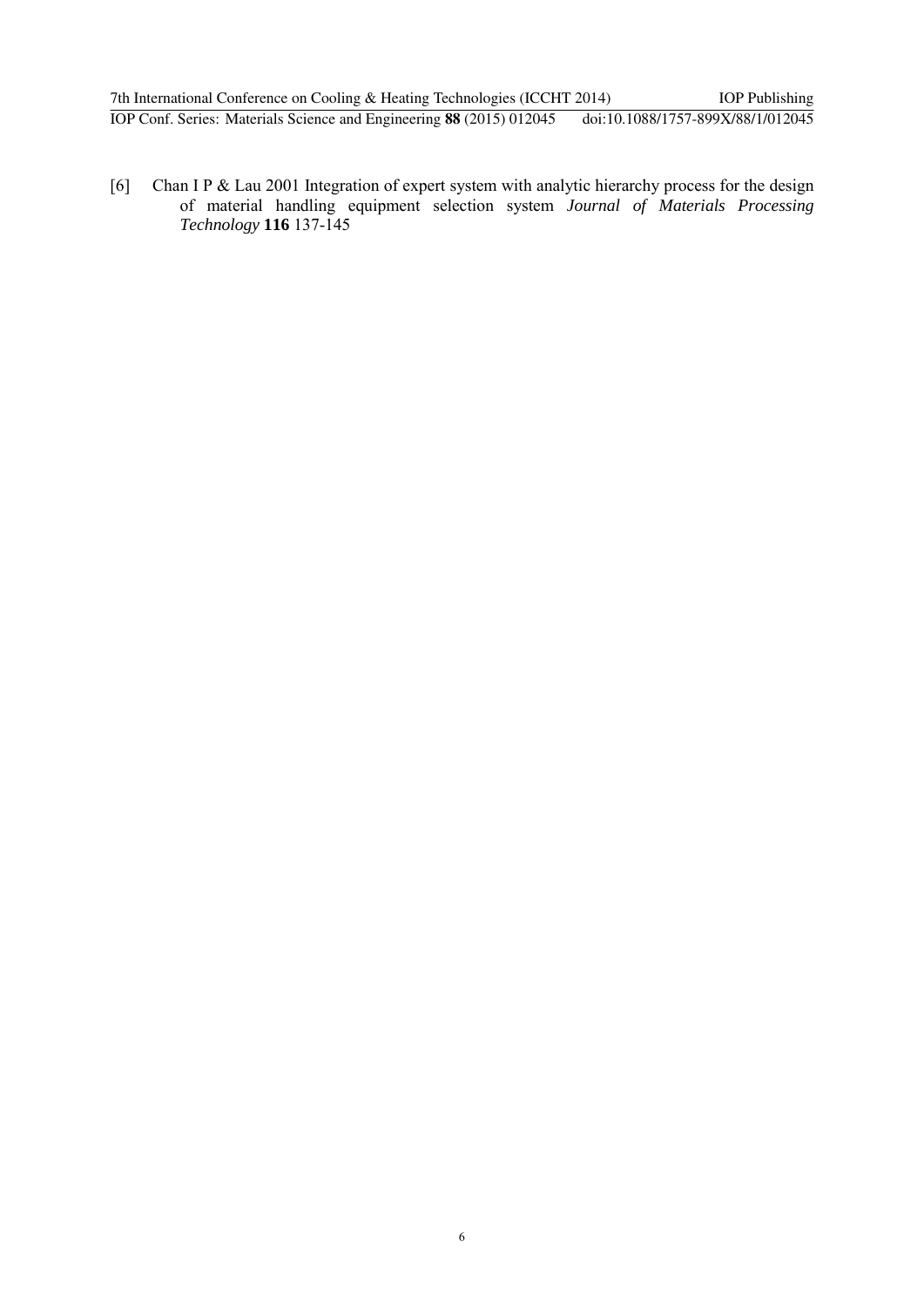[6] Chan I P & Lau 2001 Integration of expert system with analytic hierarchy process for the design of material handling equipment selection system *Journal of Materials Processing Technology* **116** 137-145